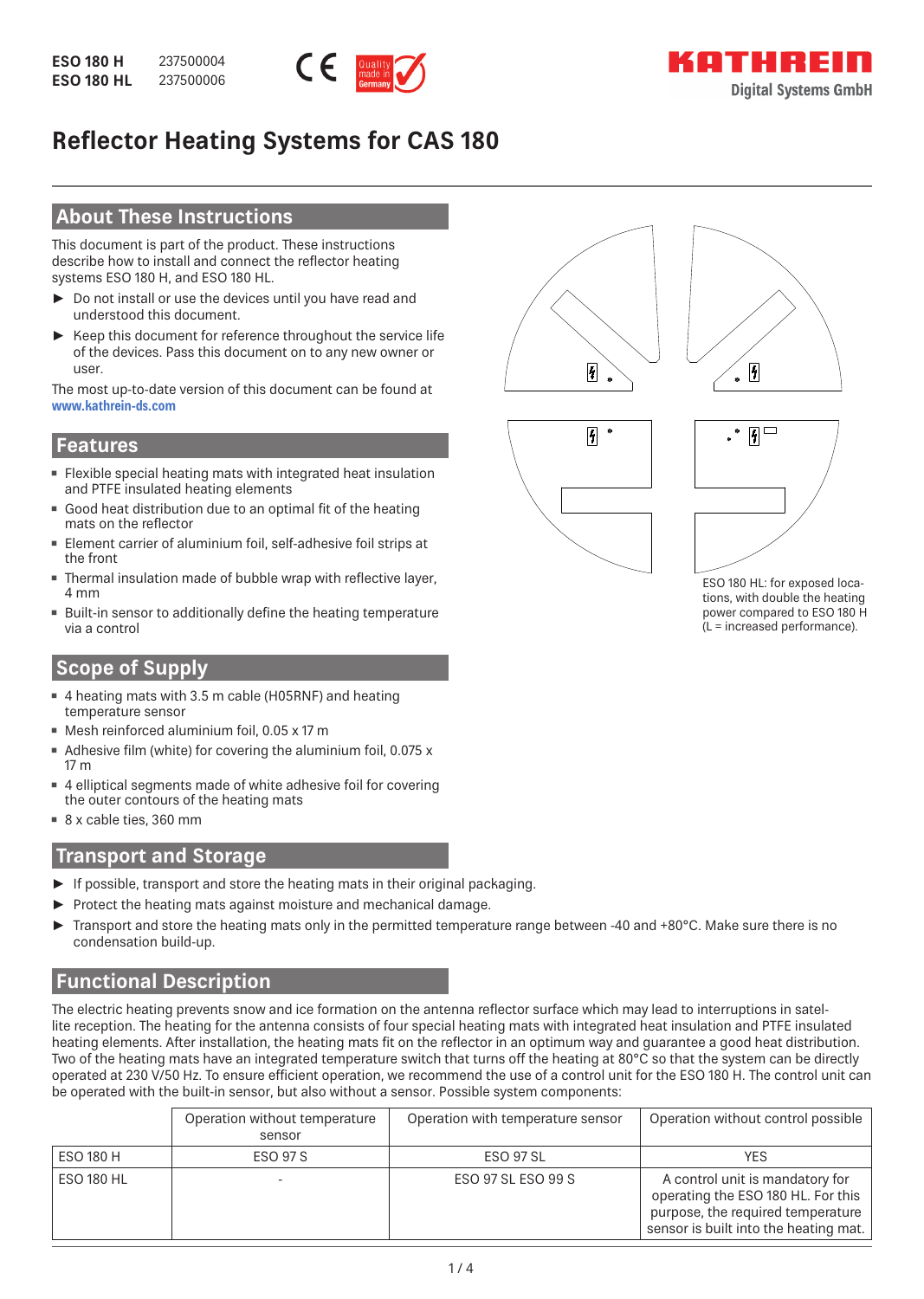**ESO 180 H** 237500004
**ESO 180 HL** 237500006

KATHREIN Digital Systems GmbH

# Reflector Heating Systems for CAS 180

## About These Instructions

This document is part of the product. These instructions describe how to install and connect the reflector heating systems ESO 180 H, and ESO 180 HL.

- ► Do not install or use the devices until you have read and understood this document.
- ► Keep this document for reference throughout the service life of the devices. Pass this document on to any new owner or user.

The most up-to-date version of this document can be found at **www.kathrein-ds.com**

## Features

- Flexible special heating mats with integrated heat insulation and PTFE insulated heating elements
- Good heat distribution due to an optimal fit of the heating mats on the reflector
- Element carrier of aluminium foil, self-adhesive foil strips at the front
- Thermal insulation made of bubble wrap with reflective layer, 4 mm
- Built-in sensor to additionally define the heating temperature via a control

ESO 180 HL: for exposed locations, with double the heating power compared to ESO 180 H (L = increased performance).

## Scope of Supply

- 4 heating mats with 3.5 m cable (H05RNF) and heating temperature sensor
- Mesh reinforced aluminium foil, 0.05 x 17 m
- Adhesive film (white) for covering the aluminium foil, 0.075 x 17 m
- 4 elliptical segments made of white adhesive foil for covering the outer contours of the heating mats
- 8 x cable ties, 360 mm

## Transport and Storage

- ► If possible, transport and store the heating mats in their original packaging.
- ► Protect the heating mats against moisture and mechanical damage.
- ► Transport and store the heating mats only in the permitted temperature range between -40 and +80°C. Make sure there is no condensation build-up.

## Functional Description

The electric heating prevents snow and ice formation on the antenna reflector surface which may lead to interruptions in satellite reception. The heating for the antenna consists of four special heating mats with integrated heat insulation and PTFE insulated heating elements. After installation, the heating mats fit on the reflector in an optimum way and guarantee a good heat distribution. Two of the heating mats have an integrated temperature switch that turns off the heating at 80°C so that the system can be directly operated at 230 V/50 Hz. To ensure efficient operation, we recommend the use of a control unit for the ESO 180 H. The control unit can be operated with the built-in sensor, but also without a sensor. Possible system components:

| | Operation without temperature sensor | Operation with temperature sensor | Operation without control possible |
|---|---|---|---|
| ESO 180 H | ESO 97 S | ESO 97 SL | YES |
| ESO 180 HL | - | ESO 97 SL ESO 99 S | A control unit is mandatory for operating the ESO 180 HL. For this purpose, the required temperature sensor is built into the heating mat. |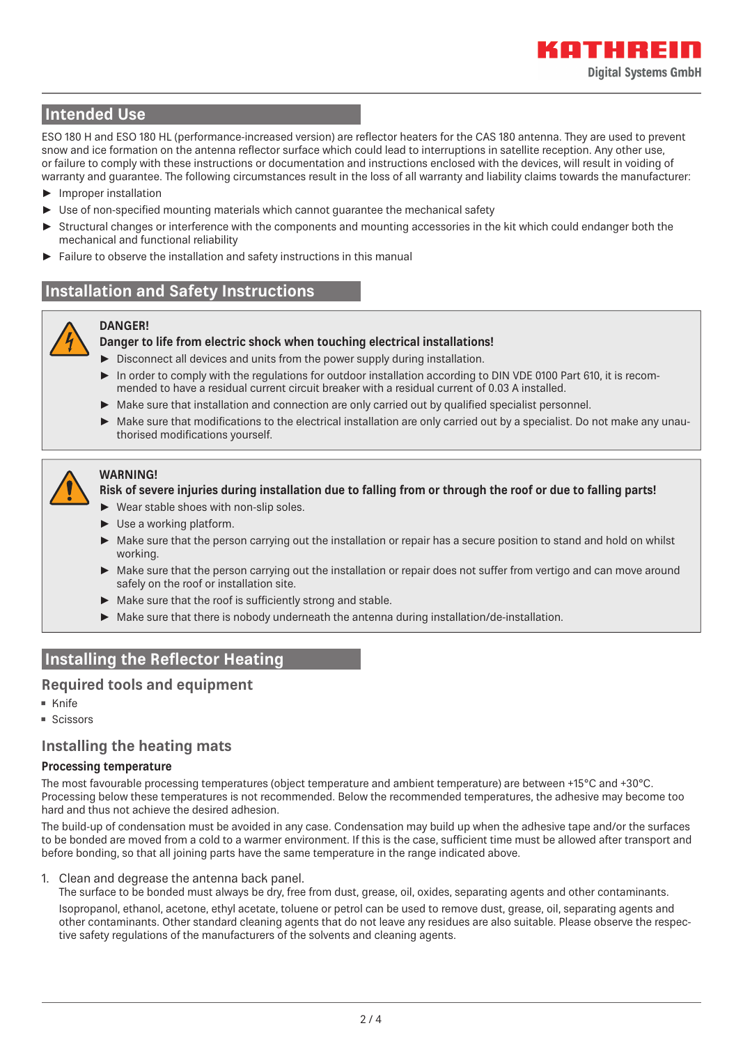## Intended Use

ESO 180 H and ESO 180 HL (performance-increased version) are reflector heaters for the CAS 180 antenna. They are used to prevent snow and ice formation on the antenna reflector surface which could lead to interruptions in satellite reception. Any other use, or failure to comply with these instructions or documentation and instructions enclosed with the devices, will result in voiding of warranty and guarantee. The following circumstances result in the loss of all warranty and liability claims towards the manufacturer:

- Improper installation
- Use of non-specified mounting materials which cannot guarantee the mechanical safety
- Structural changes or interference with the components and mounting accessories in the kit which could endanger both the mechanical and functional reliability
- Failure to observe the installation and safety instructions in this manual

## Installation and Safety Instructions

**DANGER!**
**Danger to life from electric shock when touching electrical installations!**

- Disconnect all devices and units from the power supply during installation.
- In order to comply with the regulations for outdoor installation according to DIN VDE 0100 Part 610, it is recommended to have a residual current circuit breaker with a residual current of 0.03 A installed.
- Make sure that installation and connection are only carried out by qualified specialist personnel.
- Make sure that modifications to the electrical installation are only carried out by a specialist. Do not make any unauthorised modifications yourself.

**WARNING!**
**Risk of severe injuries during installation due to falling from or through the roof or due to falling parts!**

- Wear stable shoes with non-slip soles.
- Use a working platform.
- Make sure that the person carrying out the installation or repair has a secure position to stand and hold on whilst working.
- Make sure that the person carrying out the installation or repair does not suffer from vertigo and can move around safely on the roof or installation site.
- Make sure that the roof is sufficiently strong and stable.
- Make sure that there is nobody underneath the antenna during installation/de-installation.

## Installing the Reflector Heating

### Required tools and equipment

- Knife
- Scissors

### Installing the heating mats

#### Processing temperature

The most favourable processing temperatures (object temperature and ambient temperature) are between +15°C and +30°C. Processing below these temperatures is not recommended. Below the recommended temperatures, the adhesive may become too hard and thus not achieve the desired adhesion.

The build-up of condensation must be avoided in any case. Condensation may build up when the adhesive tape and/or the surfaces to be bonded are moved from a cold to a warmer environment. If this is the case, sufficient time must be allowed after transport and before bonding, so that all joining parts have the same temperature in the range indicated above.

1. Clean and degrease the antenna back panel.
   The surface to be bonded must always be dry, free from dust, grease, oil, oxides, separating agents and other contaminants.

   Isopropanol, ethanol, acetone, ethyl acetate, toluene or petrol can be used to remove dust, grease, oil, separating agents and other contaminants. Other standard cleaning agents that do not leave any residues are also suitable. Please observe the respective safety regulations of the manufacturers of the solvents and cleaning agents.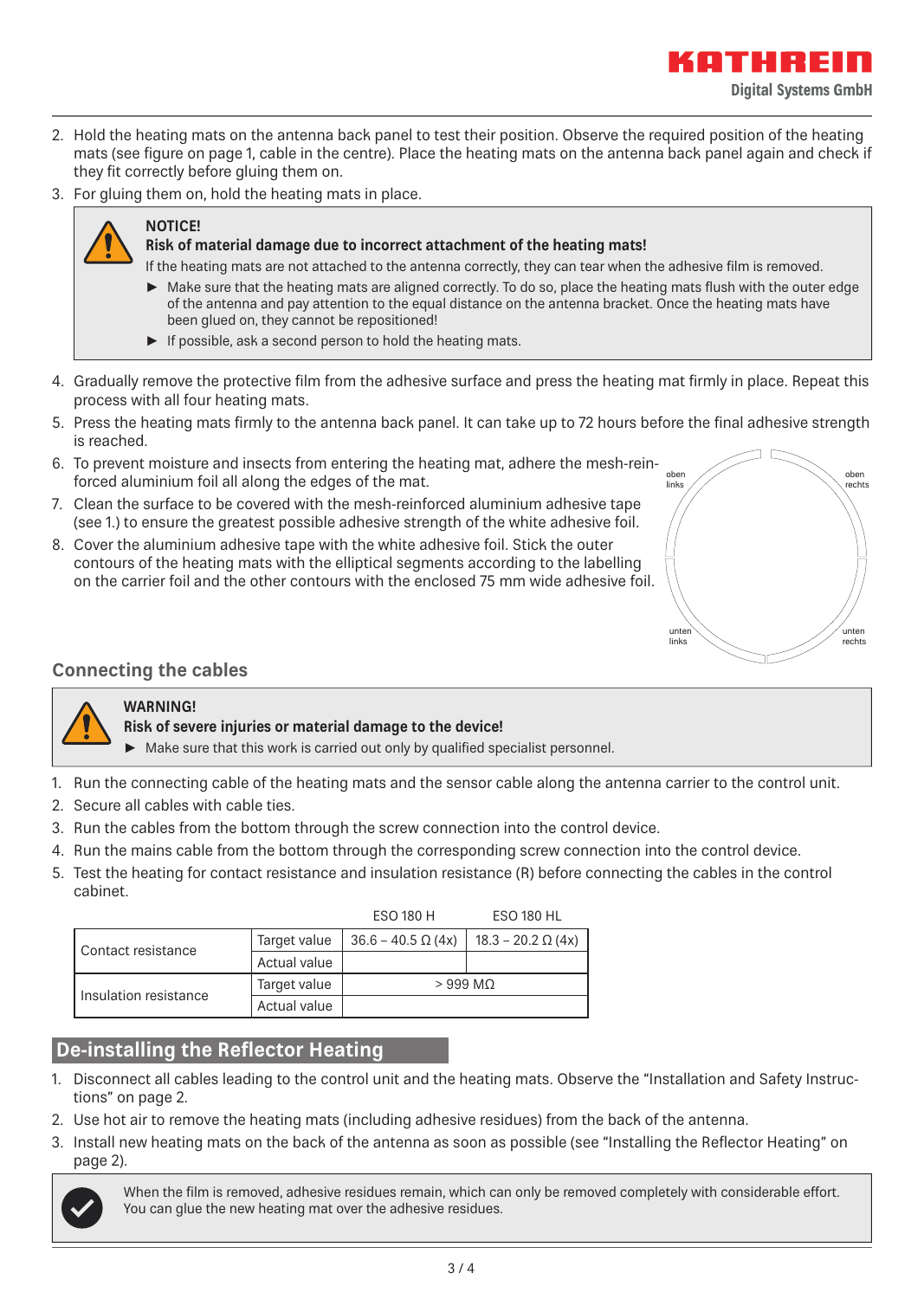2. Hold the heating mats on the antenna back panel to test their position. Observe the required position of the heating mats (see figure on page 1, cable in the centre). Place the heating mats on the antenna back panel again and check if they fit correctly before gluing them on.
3. For gluing them on, hold the heating mats in place.

> **NOTICE!**
> **Risk of material damage due to incorrect attachment of the heating mats!**
> If the heating mats are not attached to the antenna correctly, they can tear when the adhesive film is removed.
> - ► Make sure that the heating mats are aligned correctly. To do so, place the heating mats flush with the outer edge of the antenna and pay attention to the equal distance on the antenna bracket. Once the heating mats have been glued on, they cannot be repositioned!
> - ► If possible, ask a second person to hold the heating mats.

4. Gradually remove the protective film from the adhesive surface and press the heating mat firmly in place. Repeat this process with all four heating mats.
5. Press the heating mats firmly to the antenna back panel. It can take up to 72 hours before the final adhesive strength is reached.
6. To prevent moisture and insects from entering the heating mat, adhere the mesh-reinforced aluminium foil all along the edges of the mat.
7. Clean the surface to be covered with the mesh-reinforced aluminium adhesive tape (see 1.) to ensure the greatest possible adhesive strength of the white adhesive foil.
8. Cover the aluminium adhesive tape with the white adhesive foil. Stick the outer contours of the heating mats with the elliptical segments according to the labelling on the carrier foil and the other contours with the enclosed 75 mm wide adhesive foil.

oben links, oben rechts, unten links, unten rechts

## Connecting the cables

> **WARNING!**
> **Risk of severe injuries or material damage to the device!**
> - ► Make sure that this work is carried out only by qualified specialist personnel.

1. Run the connecting cable of the heating mats and the sensor cable along the antenna carrier to the control unit.
2. Secure all cables with cable ties.
3. Run the cables from the bottom through the screw connection into the control device.
4. Run the mains cable from the bottom through the corresponding screw connection into the control device.
5. Test the heating for contact resistance and insulation resistance (R) before connecting the cables in the control cabinet.

| | | ESO 180 H | ESO 180 HL |
|---|---|---|---|
| Contact resistance | Target value | 36.6 – 40.5 Ω (4x) | 18.3 – 20.2 Ω (4x) |
| | Actual value | | |
| Insulation resistance | Target value | > 999 MΩ | |
| | Actual value | | |

## De-installing the Reflector Heating

1. Disconnect all cables leading to the control unit and the heating mats. Observe the “Installation and Safety Instructions” on page 2.
2. Use hot air to remove the heating mats (including adhesive residues) from the back of the antenna.
3. Install new heating mats on the back of the antenna as soon as possible (see “Installing the Reflector Heating” on page 2).

> When the film is removed, adhesive residues remain, which can only be removed completely with considerable effort. You can glue the new heating mat over the adhesive residues.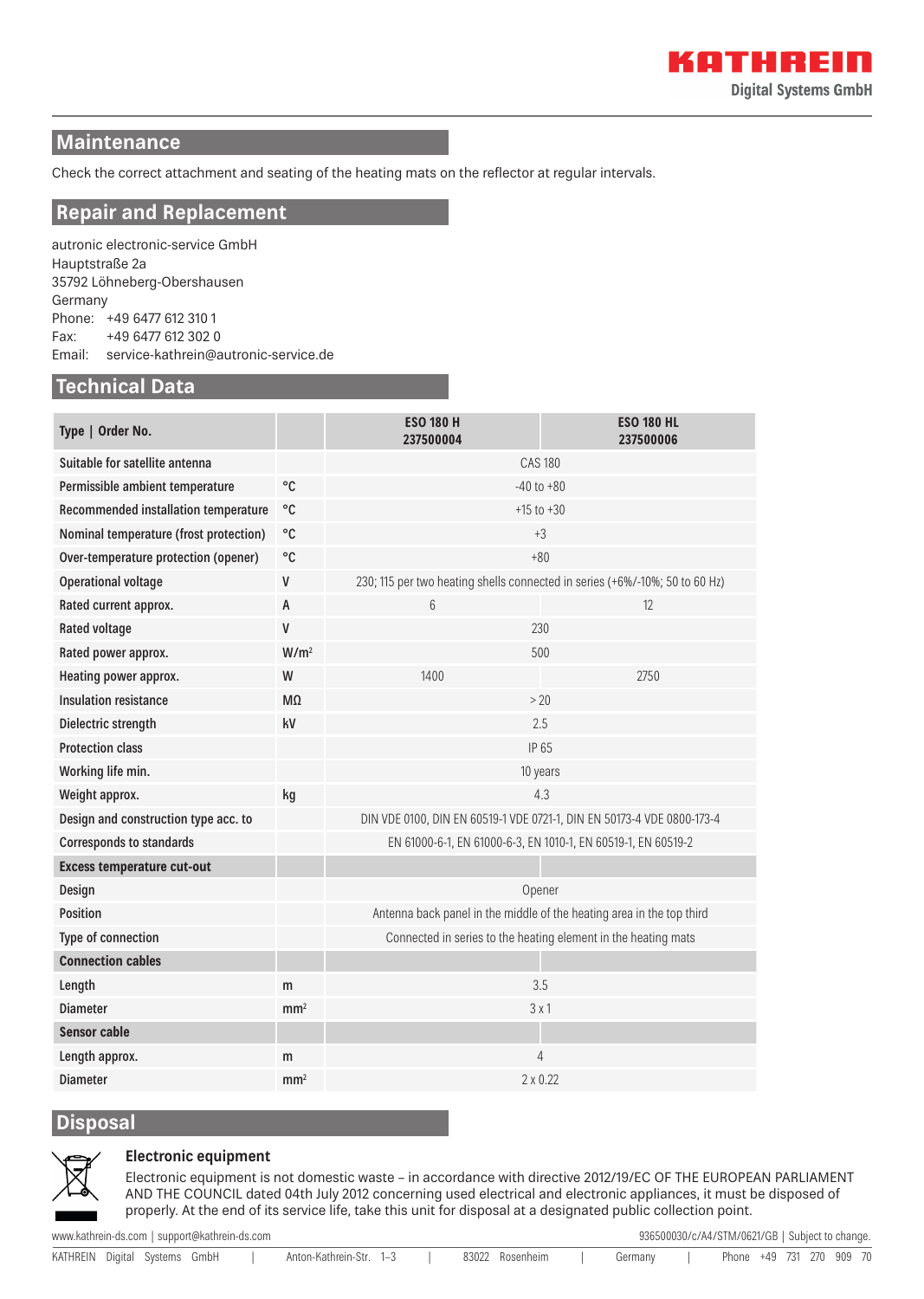## Maintenance

Check the correct attachment and seating of the heating mats on the reflector at regular intervals.

## Repair and Replacement

autronic electronic-service GmbH
Hauptstraße 2a
35792 Löhneberg-Obershausen
Germany
Phone: +49 6477 612 310 1
Fax: +49 6477 612 302 0
Email: service-kathrein@autronic-service.de

## Technical Data

| Type \| Order No. | | ESO 180 H 237500004 | ESO 180 HL 237500006 |
|---|---|---|---|
| Suitable for satellite antenna | | CAS 180 | |
| Permissible ambient temperature | °C | -40 to +80 | |
| Recommended installation temperature | °C | +15 to +30 | |
| Nominal temperature (frost protection) | °C | +3 | |
| Over-temperature protection (opener) | °C | +80 | |
| Operational voltage | V | 230; 115 per two heating shells connected in series (+6%/-10%; 50 to 60 Hz) | |
| Rated current approx. | A | 6 | 12 |
| Rated voltage | V | 230 | |
| Rated power approx. | W/m² | 500 | |
| Heating power approx. | W | 1400 | 2750 |
| Insulation resistance | MΩ | > 20 | |
| Dielectric strength | kV | 2.5 | |
| Protection class | | IP 65 | |
| Working life min. | | 10 years | |
| Weight approx. | kg | 4.3 | |
| Design and construction type acc. to | | DIN VDE 0100, DIN EN 60519-1 VDE 0721-1, DIN EN 50173-4 VDE 0800-173-4 | |
| Corresponds to standards | | EN 61000-6-1, EN 61000-6-3, EN 1010-1, EN 60519-1, EN 60519-2 | |
| **Excess temperature cut-out** | | | |
| Design | | Opener | |
| Position | | Antenna back panel in the middle of the heating area in the top third | |
| Type of connection | | Connected in series to the heating element in the heating mats | |
| **Connection cables** | | | |
| Length | m | 3.5 | |
| Diameter | mm² | 3 x 1 | |
| **Sensor cable** | | | |
| Length approx. | m | 4 | |
| Diameter | mm² | 2 x 0.22 | |

## Disposal

### Electronic equipment

Electronic equipment is not domestic waste – in accordance with directive 2012/19/EC OF THE EUROPEAN PARLIAMENT AND THE COUNCIL dated 04th July 2012 concerning used electrical and electronic appliances, it must be disposed of properly. At the end of its service life, take this unit for disposal at a designated public collection point.

www.kathrein-ds.com | support@kathrein-ds.com

936500030/c/A4/STM/0621/GB | Subject to change.

KATHREIN Digital Systems GmbH | Anton-Kathrein-Str. 1–3 | 83022 Rosenheim | Germany | Phone +49 731 270 909 70